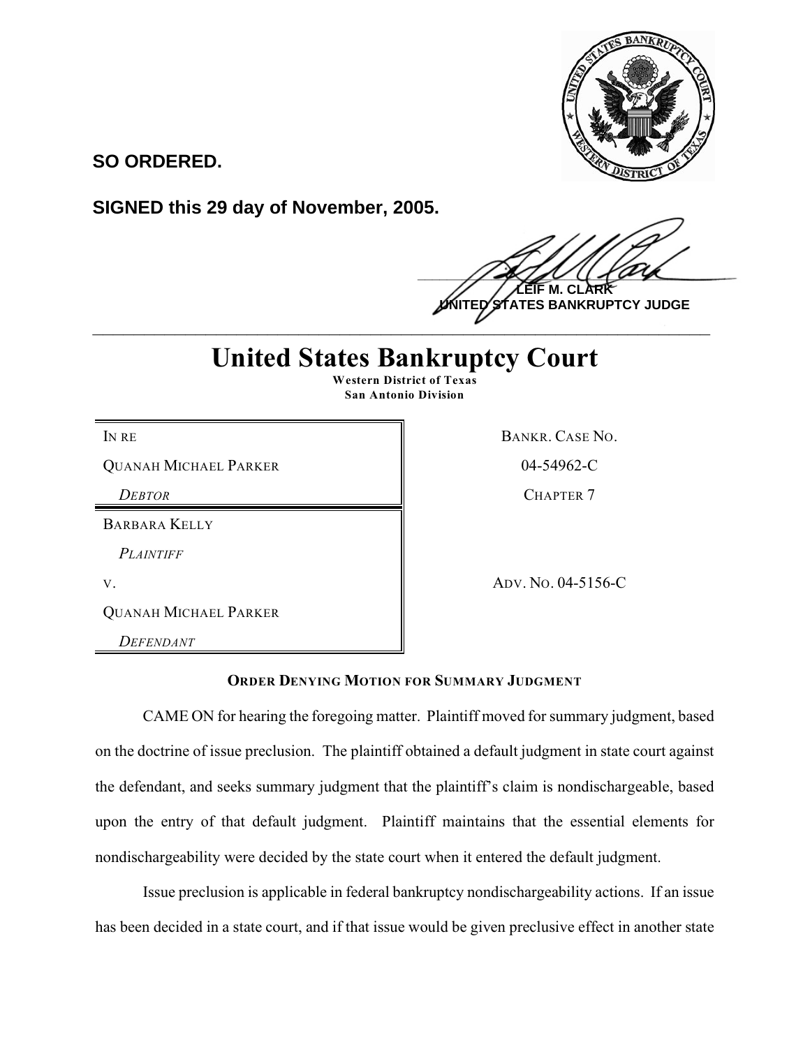**SO ORDERED.**

**SIGNED this 29 day of November, 2005.**

**LEIF M. CLARK**
**UNITED STATES BANKRUPTCY JUDGE**

# United States Bankruptcy Court

**Western District of Texas**
**San Antonio Division**

| | |
|---|---|
| IN RE<br>QUANAH MICHAEL PARKER<br>*DEBTOR* | BANKR. CASE NO.<br>04-54962-C<br>CHAPTER 7 |
| BARBARA KELLY<br>*PLAINTIFF*<br>V.<br>QUANAH MICHAEL PARKER<br>*DEFENDANT* | ADV. NO. 04-5156-C |

**ORDER DENYING MOTION FOR SUMMARY JUDGMENT**

CAME ON for hearing the foregoing matter. Plaintiff moved for summary judgment, based on the doctrine of issue preclusion. The plaintiff obtained a default judgment in state court against the defendant, and seeks summary judgment that the plaintiff's claim is nondischargeable, based upon the entry of that default judgment. Plaintiff maintains that the essential elements for nondischargeability were decided by the state court when it entered the default judgment.

Issue preclusion is applicable in federal bankruptcy nondischargeability actions. If an issue has been decided in a state court, and if that issue would be given preclusive effect in another state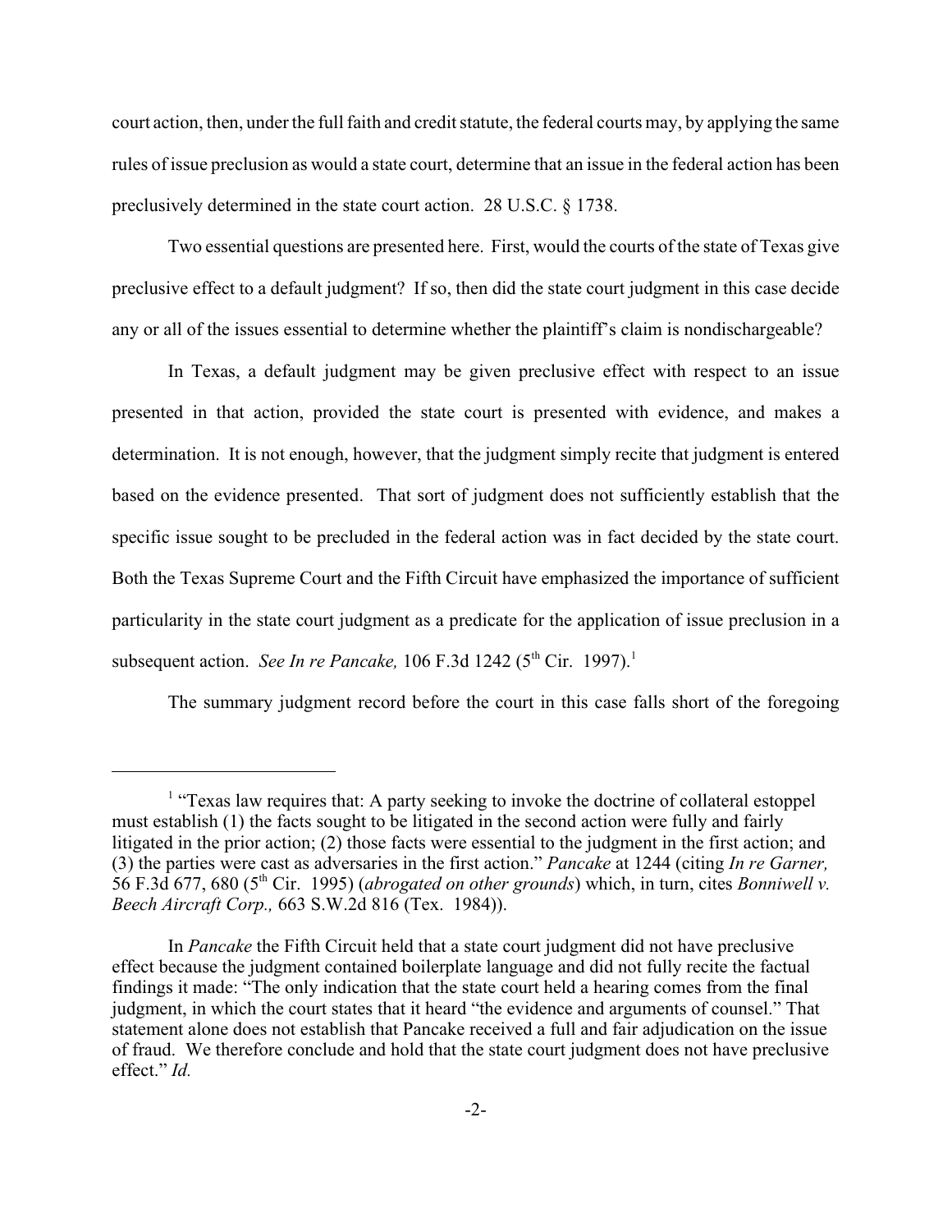court action, then, under the full faith and credit statute, the federal courts may, by applying the same rules of issue preclusion as would a state court, determine that an issue in the federal action has been preclusively determined in the state court action. 28 U.S.C. § 1738.

Two essential questions are presented here. First, would the courts of the state of Texas give preclusive effect to a default judgment? If so, then did the state court judgment in this case decide any or all of the issues essential to determine whether the plaintiff's claim is nondischargeable?

In Texas, a default judgment may be given preclusive effect with respect to an issue presented in that action, provided the state court is presented with evidence, and makes a determination. It is not enough, however, that the judgment simply recite that judgment is entered based on the evidence presented. That sort of judgment does not sufficiently establish that the specific issue sought to be precluded in the federal action was in fact decided by the state court. Both the Texas Supreme Court and the Fifth Circuit have emphasized the importance of sufficient particularity in the state court judgment as a predicate for the application of issue preclusion in a subsequent action. *See In re Pancake,* 106 F.3d 1242 (5th Cir. 1997).[1]

The summary judgment record before the court in this case falls short of the foregoing

---

[1] "Texas law requires that: A party seeking to invoke the doctrine of collateral estoppel must establish (1) the facts sought to be litigated in the second action were fully and fairly litigated in the prior action; (2) those facts were essential to the judgment in the first action; and (3) the parties were cast as adversaries in the first action." *Pancake* at 1244 (citing *In re Garner,* 56 F.3d 677, 680 (5th Cir. 1995) (*abrogated on other grounds*) which, in turn, cites *Bonniwell v. Beech Aircraft Corp.,* 663 S.W.2d 816 (Tex. 1984)).

In *Pancake* the Fifth Circuit held that a state court judgment did not have preclusive effect because the judgment contained boilerplate language and did not fully recite the factual findings it made: "The only indication that the state court held a hearing comes from the final judgment, in which the court states that it heard "the evidence and arguments of counsel." That statement alone does not establish that Pancake received a full and fair adjudication on the issue of fraud. We therefore conclude and hold that the state court judgment does not have preclusive effect." *Id.*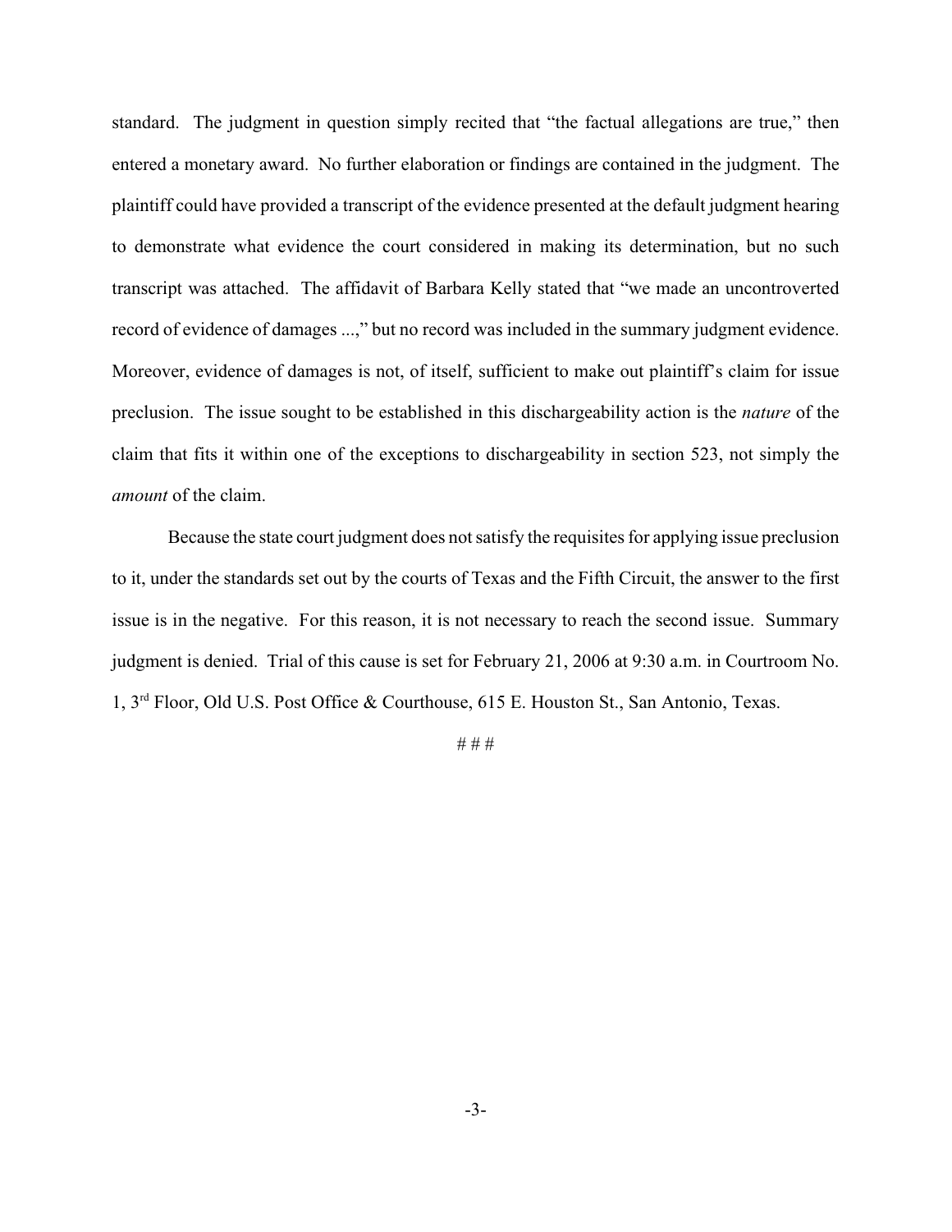standard. The judgment in question simply recited that "the factual allegations are true," then entered a monetary award. No further elaboration or findings are contained in the judgment. The plaintiff could have provided a transcript of the evidence presented at the default judgment hearing to demonstrate what evidence the court considered in making its determination, but no such transcript was attached. The affidavit of Barbara Kelly stated that "we made an uncontroverted record of evidence of damages ...," but no record was included in the summary judgment evidence. Moreover, evidence of damages is not, of itself, sufficient to make out plaintiff's claim for issue preclusion. The issue sought to be established in this dischargeability action is the *nature* of the claim that fits it within one of the exceptions to dischargeability in section 523, not simply the *amount* of the claim.

Because the state court judgment does not satisfy the requisites for applying issue preclusion to it, under the standards set out by the courts of Texas and the Fifth Circuit, the answer to the first issue is in the negative. For this reason, it is not necessary to reach the second issue. Summary judgment is denied. Trial of this cause is set for February 21, 2006 at 9:30 a.m. in Courtroom No. 1, 3rd Floor, Old U.S. Post Office & Courthouse, 615 E. Houston St., San Antonio, Texas.

# # #